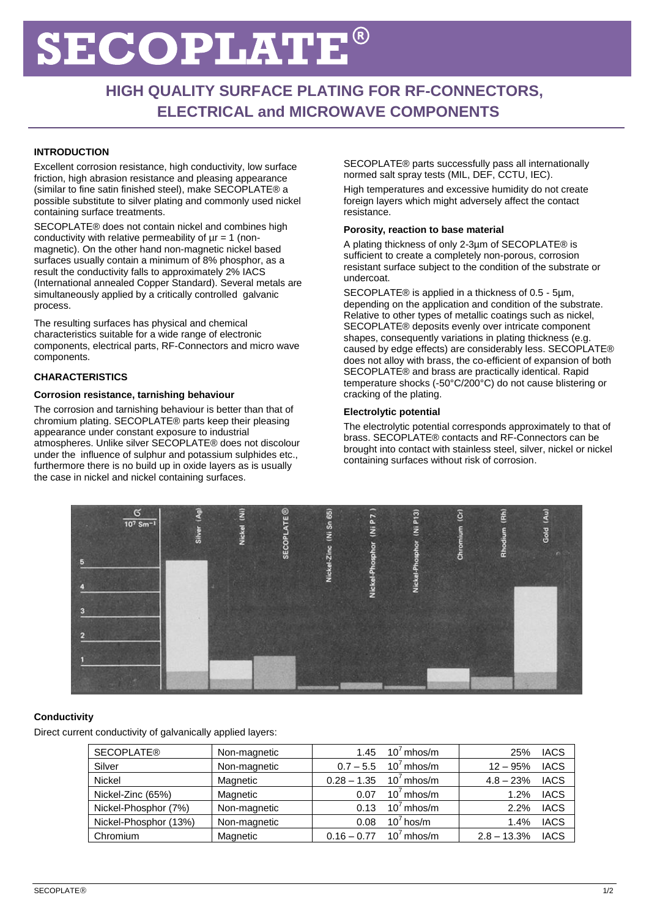# SECOPLATE®

## HIGH QUALITY SURFACE PLATING FOR RF-CONNECTORS, ELECTRICAL and MICROWAVE COMPONENTS

### INTRODUCTION

Excellent corrosion resistance, high conductivity, low surface friction, high abrasion resistance and pleasing appearance (similar to fine satin finished steel), make SECOPLATE® a possible substitute to silver plating and commonly used nickel containing surface treatments.

SECOPLATE® does not contain nickel and combines high conductivity with relative permeability of $\mu r = 1$ (non-magnetic). On the other hand non-magnetic nickel based surfaces usually contain a minimum of 8% phosphor, as a result the conductivity falls to approximately 2% IACS (International annealed Copper Standard). Several metals are simultaneously applied by a critically controlled galvanic process.

The resulting surfaces has physical and chemical characteristics suitable for a wide range of electronic components, electrical parts, RF-Connectors and micro wave components.

### CHARACTERISTICS

#### Corrosion resistance, tarnishing behaviour

The corrosion and tarnishing behaviour is better than that of chromium plating. SECOPLATE® parts keep their pleasing appearance under constant exposure to industrial atmospheres. Unlike silver SECOPLATE® does not discolour under the influence of sulphur and potassium sulphides etc., furthermore there is no build up in oxide layers as is usually the case in nickel and nickel containing surfaces.

SECOPLATE® parts successfully pass all internationally normed salt spray tests (MIL, DEF, CCTU, IEC).

High temperatures and excessive humidity do not create foreign layers which might adversely affect the contact resistance.

#### Porosity, reaction to base material

A plating thickness of only 2-3µm of SECOPLATE® is sufficient to create a completely non-porous, corrosion resistant surface subject to the condition of the substrate or undercoat.

SECOPLATE® is applied in a thickness of 0.5 - 5µm, depending on the application and condition of the substrate. Relative to other types of metallic coatings such as nickel, SECOPLATE® deposits evenly over intricate component shapes, consequently variations in plating thickness (e.g. caused by edge effects) are considerably less. SECOPLATE® does not alloy with brass, the co-efficient of expansion of both SECOPLATE® and brass are practically identical. Rapid temperature shocks (-50°C/200°C) do not cause blistering or cracking of the plating.

#### Electrolytic potential

The electrolytic potential corresponds approximately to that of brass. SECOPLATE® contacts and RF-Connectors can be brought into contact with stainless steel, silver, nickel or nickel containing surfaces without risk of corrosion.

#### Conductivity

Direct current conductivity of galvanically applied layers:

| | | | |
|---|---|---|---|
| SECOPLATE® | Non-magnetic | 1.45 $10^7$ mhos/m | 25% IACS |
| Silver | Non-magnetic | 0.7 – 5.5 $10^7$ mhos/m | 12 – 95% IACS |
| Nickel | Magnetic | 0.28 – 1.35 $10^7$ mhos/m | 4.8 – 23% IACS |
| Nickel-Zinc (65%) | Magnetic | 0.07 $10^7$ mhos/m | 1.2% IACS |
| Nickel-Phosphor (7%) | Non-magnetic | 0.13 $10^7$ mhos/m | 2.2% IACS |
| Nickel-Phosphor (13%) | Non-magnetic | 0.08 $10^7$ hos/m | 1.4% IACS |
| Chromium | Magnetic | 0.16 – 0.77 $10^7$ mhos/m | 2.8 – 13.3% IACS |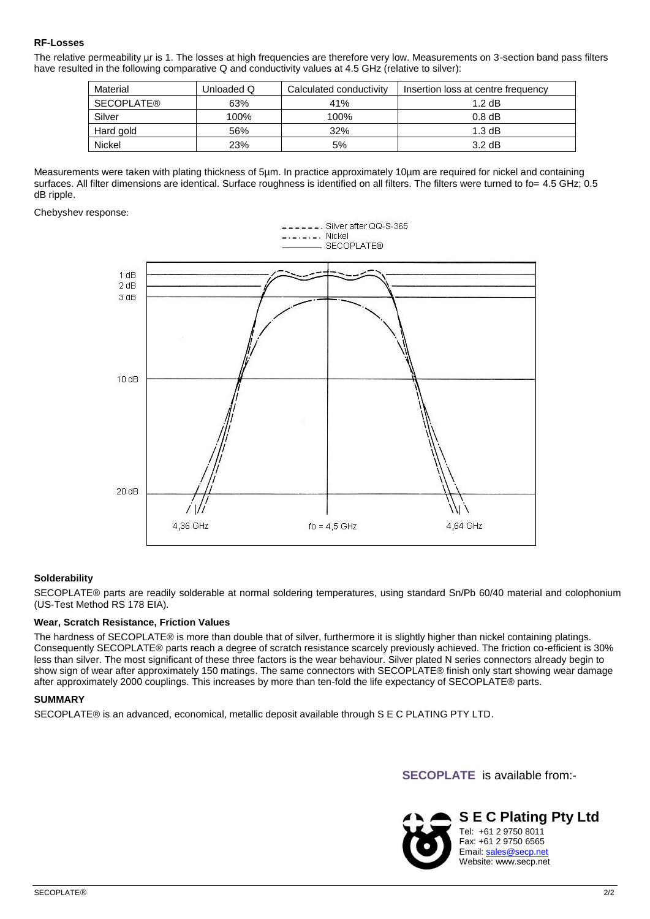**RF-Losses**

The relative permeability µr is 1. The losses at high frequencies are therefore very low. Measurements on 3-section band pass filters have resulted in the following comparative Q and conductivity values at 4.5 GHz (relative to silver):

| Material | Unloaded Q | Calculated conductivity | Insertion loss at centre frequency |
|---|---|---|---|
| SECOPLATE® | 63% | 41% | 1.2 dB |
| Silver | 100% | 100% | 0.8 dB |
| Hard gold | 56% | 32% | 1.3 dB |
| Nickel | 23% | 5% | 3.2 dB |

Measurements were taken with plating thickness of 5µm. In practice approximately 10µm are required for nickel and containing surfaces. All filter dimensions are identical. Surface roughness is identified on all filters. The filters were turned to fo= 4.5 GHz; 0.5 dB ripple.

Chebyshev response:

Silver after QQ-S-365
Nickel
SECOPLATE®

1 dB
2 dB
3 dB
10 dB
20 dB
4,36 GHz
fo = 4,5 GHz
4,64 GHz

**Solderability**

SECOPLATE® parts are readily solderable at normal soldering temperatures, using standard Sn/Pb 60/40 material and colophonium (US-Test Method RS 178 EIA).

**Wear, Scratch Resistance, Friction Values**

The hardness of SECOPLATE® is more than double that of silver, furthermore it is slightly higher than nickel containing platings. Consequently SECOPLATE® parts reach a degree of scratch resistance scarcely previously achieved. The friction co-efficient is 30% less than silver. The most significant of these three factors is the wear behaviour. Silver plated N series connectors already begin to show sign of wear after approximately 150 matings. The same connectors with SECOPLATE® finish only start showing wear damage after approximately 2000 couplings. This increases by more than ten-fold the life expectancy of SECOPLATE® parts.

**SUMMARY**

SECOPLATE® is an advanced, economical, metallic deposit available through S E C PLATING PTY LTD.

**SECOPLATE** is available from:-

**S E C Plating Pty Ltd**
Tel: +61 2 9750 8011
Fax: +61 2 9750 6565
Email: sales@secp.net
Website: www.secp.net